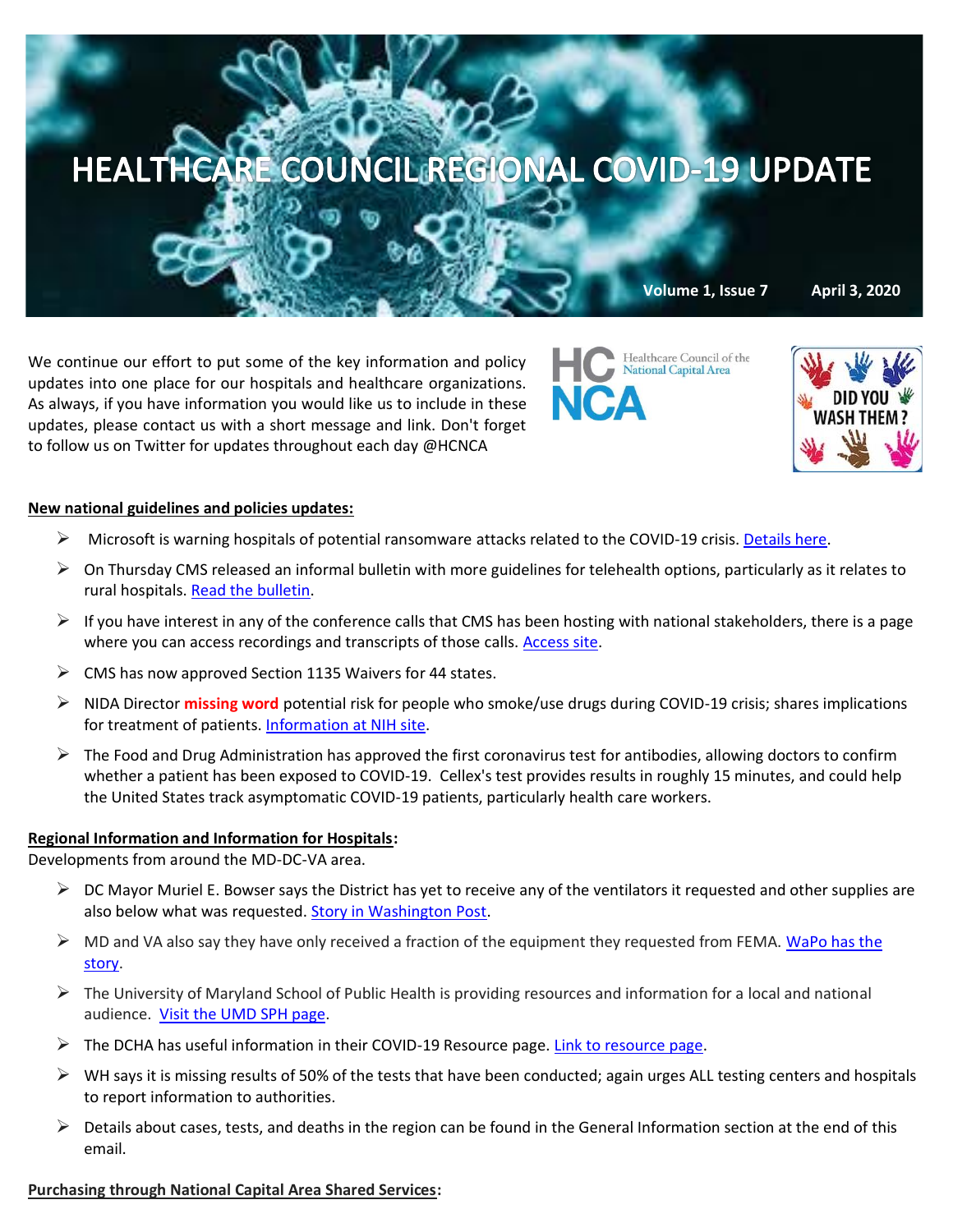# HEALTHCARE COUNCIL REGIONAL COVID-19 UPDATE

**Volume 1, Issue 7** **April 3, 2020**

We continue our effort to put some of the key information and policy updates into one place for our hospitals and healthcare organizations. As always, if you have information you would like us to include in these updates, please contact us with a short message and link. Don't forget to follow us on Twitter for updates throughout each day @HCNCA

HC NCA Healthcare Council of the National Capital Area

DID YOU WASH THEM?

**New national guidelines and policies updates:**

- Microsoft is warning hospitals of potential ransomware attacks related to the COVID-19 crisis. [Details here](#).
- On Thursday CMS released an informal bulletin with more guidelines for telehealth options, particularly as it relates to rural hospitals. [Read the bulletin](#).
- If you have interest in any of the conference calls that CMS has been hosting with national stakeholders, there is a page where you can access recordings and transcripts of those calls. [Access site](#).
- CMS has now approved Section 1135 Waivers for 44 states.
- NIDA Director **missing word** potential risk for people who smoke/use drugs during COVID-19 crisis; shares implications for treatment of patients. [Information at NIH site](#).
- The Food and Drug Administration has approved the first coronavirus test for antibodies, allowing doctors to confirm whether a patient has been exposed to COVID-19. Cellex's test provides results in roughly 15 minutes, and could help the United States track asymptomatic COVID-19 patients, particularly health care workers.

**Regional Information and Information for Hospitals:**
Developments from around the MD-DC-VA area.

- DC Mayor Muriel E. Bowser says the District has yet to receive any of the ventilators it requested and other supplies are also below what was requested. [Story in Washington Post](#).
- MD and VA also say they have only received a fraction of the equipment they requested from FEMA. [WaPo has the story](#).
- The University of Maryland School of Public Health is providing resources and information for a local and national audience. [Visit the UMD SPH page](#).
- The DCHA has useful information in their COVID-19 Resource page. [Link to resource page](#).
- WH says it is missing results of 50% of the tests that have been conducted; again urges ALL testing centers and hospitals to report information to authorities.
- Details about cases, tests, and deaths in the region can be found in the General Information section at the end of this email.

**Purchasing through National Capital Area Shared Services:**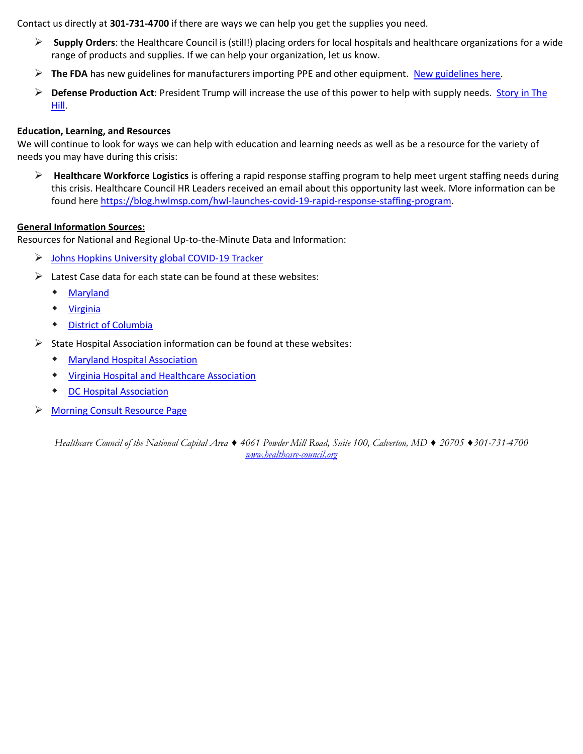Contact us directly at **301-731-4700** if there are ways we can help you get the supplies you need.

- **Supply Orders**: the Healthcare Council is (still!) placing orders for local hospitals and healthcare organizations for a wide range of products and supplies. If we can help your organization, let us know.
- **The FDA** has new guidelines for manufacturers importing PPE and other equipment. New guidelines here.
- **Defense Production Act**: President Trump will increase the use of this power to help with supply needs. Story in The Hill.

**Education, Learning, and Resources**

We will continue to look for ways we can help with education and learning needs as well as be a resource for the variety of needs you may have during this crisis:

- **Healthcare Workforce Logistics** is offering a rapid response staffing program to help meet urgent staffing needs during this crisis. Healthcare Council HR Leaders received an email about this opportunity last week. More information can be found here https://blog.hwlmsp.com/hwl-launches-covid-19-rapid-response-staffing-program.

**General Information Sources:**

Resources for National and Regional Up-to-the-Minute Data and Information:

- Johns Hopkins University global COVID-19 Tracker
- Latest Case data for each state can be found at these websites:
  - Maryland
  - Virginia
  - District of Columbia
- State Hospital Association information can be found at these websites:
  - Maryland Hospital Association
  - Virginia Hospital and Healthcare Association
  - DC Hospital Association
- Morning Consult Resource Page

*Healthcare Council of the National Capital Area ♦ 4061 Powder Mill Road, Suite 100, Calverton, MD ♦ 20705 ♦301-731-4700*
*www.healthcare-council.org*